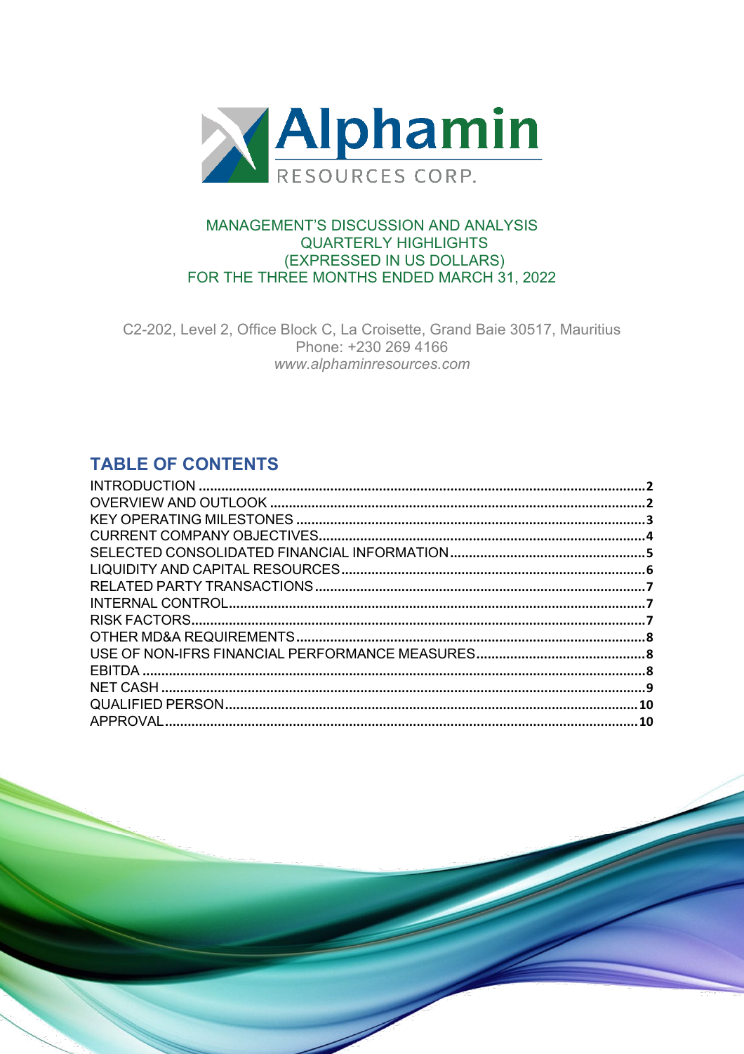# Alphamin RESOURCES CORP.

MANAGEMENT'S DISCUSSION AND ANALYSIS
QUARTERLY HIGHLIGHTS
(EXPRESSED IN US DOLLARS)
FOR THE THREE MONTHS ENDED MARCH 31, 2022

C2-202, Level 2, Office Block C, La Croisette, Grand Baie 30517, Mauritius
Phone: +230 269 4166
*www.alphaminresources.com*

## TABLE OF CONTENTS

| | |
|---|---|
| INTRODUCTION | 2 |
| OVERVIEW AND OUTLOOK | 2 |
| KEY OPERATING MILESTONES | 3 |
| CURRENT COMPANY OBJECTIVES | 4 |
| SELECTED CONSOLIDATED FINANCIAL INFORMATION | 5 |
| LIQUIDITY AND CAPITAL RESOURCES | 6 |
| RELATED PARTY TRANSACTIONS | 7 |
| INTERNAL CONTROL | 7 |
| RISK FACTORS | 7 |
| OTHER MD&A REQUIREMENTS | 8 |
| USE OF NON-IFRS FINANCIAL PERFORMANCE MEASURES | 8 |
| EBITDA | 8 |
| NET CASH | 9 |
| QUALIFIED PERSON | 10 |
| APPROVAL | 10 |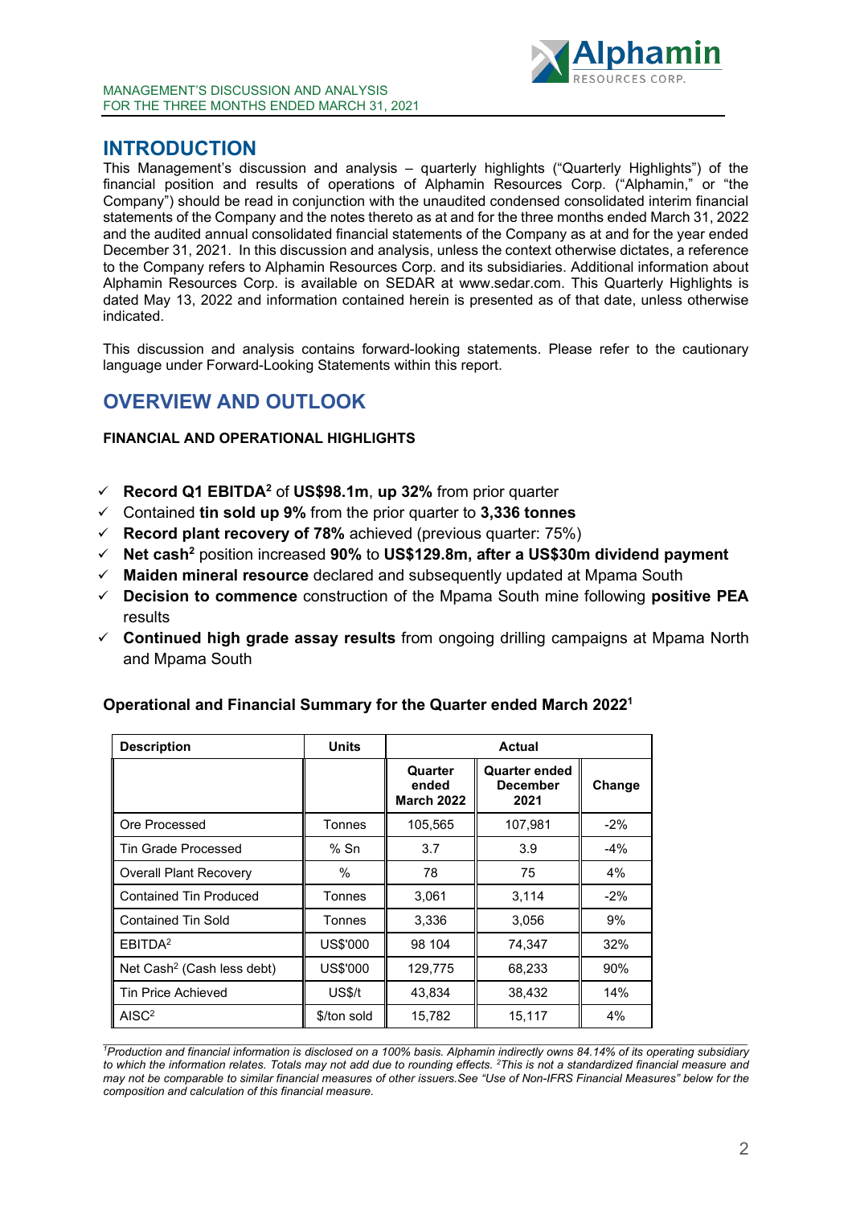# INTRODUCTION

This Management's discussion and analysis – quarterly highlights ("Quarterly Highlights") of the financial position and results of operations of Alphamin Resources Corp. ("Alphamin," or "the Company") should be read in conjunction with the unaudited condensed consolidated interim financial statements of the Company and the notes thereto as at and for the three months ended March 31, 2022 and the audited annual consolidated financial statements of the Company as at and for the year ended December 31, 2021. In this discussion and analysis, unless the context otherwise dictates, a reference to the Company refers to Alphamin Resources Corp. and its subsidiaries. Additional information about Alphamin Resources Corp. is available on SEDAR at www.sedar.com. This Quarterly Highlights is dated May 13, 2022 and information contained herein is presented as of that date, unless otherwise indicated.

This discussion and analysis contains forward-looking statements. Please refer to the cautionary language under Forward-Looking Statements within this report.

# OVERVIEW AND OUTLOOK

### FINANCIAL AND OPERATIONAL HIGHLIGHTS

- ✓ **Record Q1 EBITDA[2]** of **US$98.1m**, **up 32%** from prior quarter
- ✓ Contained **tin sold up 9%** from the prior quarter to **3,336 tonnes**
- ✓ **Record plant recovery of 78%** achieved (previous quarter: 75%)
- ✓ **Net cash[2]** position increased **90%** to **US$129.8m, after a US$30m dividend payment**
- ✓ **Maiden mineral resource** declared and subsequently updated at Mpama South
- ✓ **Decision to commence** construction of the Mpama South mine following **positive PEA** results
- ✓ **Continued high grade assay results** from ongoing drilling campaigns at Mpama North and Mpama South

### Operational and Financial Summary for the Quarter ended March 2022[1]

| Description | Units | Actual | | |
|---|---|---|---|---|
| | | Quarter ended March 2022 | Quarter ended December 2021 | Change |
| Ore Processed | Tonnes | 105,565 | 107,981 | -2% |
| Tin Grade Processed | % Sn | 3.7 | 3.9 | -4% |
| Overall Plant Recovery | % | 78 | 75 | 4% |
| Contained Tin Produced | Tonnes | 3,061 | 3,114 | -2% |
| Contained Tin Sold | Tonnes | 3,336 | 3,056 | 9% |
| EBITDA[2] | US$'000 | 98 104 | 74,347 | 32% |
| Net Cash[2] (Cash less debt) | US$'000 | 129,775 | 68,233 | 90% |
| Tin Price Achieved | US$/t | 43,834 | 38,432 | 14% |
| AISC[2] | $/ton sold | 15,782 | 15,117 | 4% |

*[1]Production and financial information is disclosed on a 100% basis. Alphamin indirectly owns 84.14% of its operating subsidiary to which the information relates. Totals may not add due to rounding effects. [2]This is not a standardized financial measure and may not be comparable to similar financial measures of other issuers.See "Use of Non-IFRS Financial Measures" below for the composition and calculation of this financial measure.*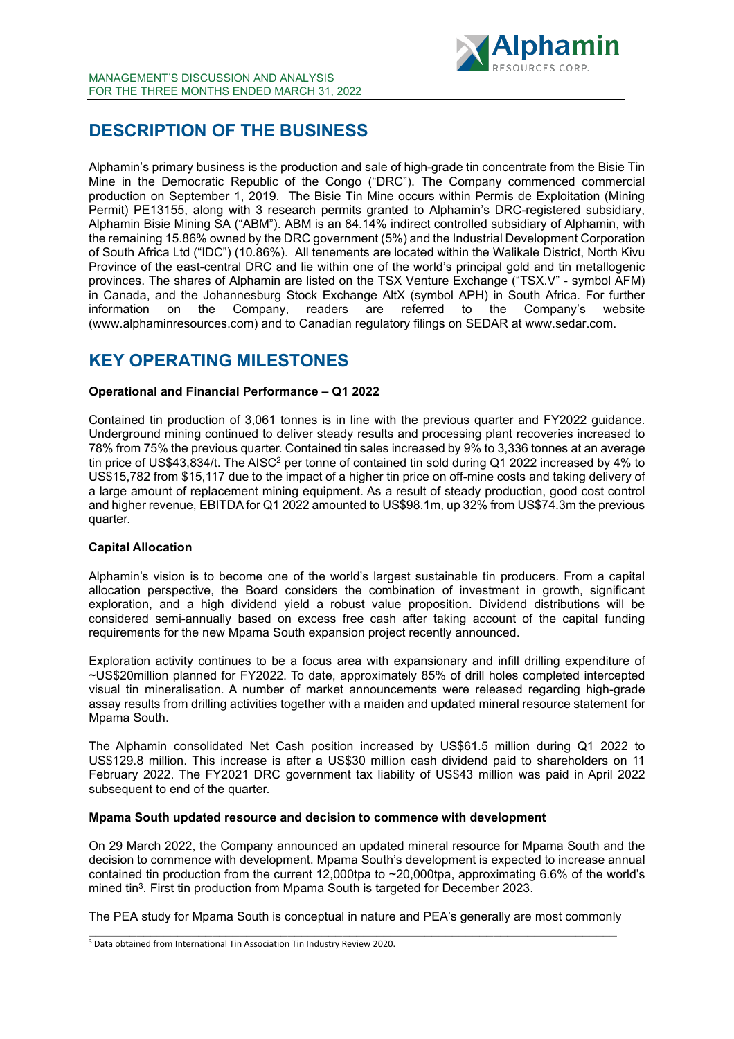# DESCRIPTION OF THE BUSINESS

Alphamin's primary business is the production and sale of high-grade tin concentrate from the Bisie Tin Mine in the Democratic Republic of the Congo ("DRC"). The Company commenced commercial production on September 1, 2019. The Bisie Tin Mine occurs within Permis de Exploitation (Mining Permit) PE13155, along with 3 research permits granted to Alphamin's DRC-registered subsidiary, Alphamin Bisie Mining SA ("ABM"). ABM is an 84.14% indirect controlled subsidiary of Alphamin, with the remaining 15.86% owned by the DRC government (5%) and the Industrial Development Corporation of South Africa Ltd ("IDC") (10.86%). All tenements are located within the Walikale District, North Kivu Province of the east-central DRC and lie within one of the world's principal gold and tin metallogenic provinces. The shares of Alphamin are listed on the TSX Venture Exchange ("TSX.V" - symbol AFM) in Canada, and the Johannesburg Stock Exchange AltX (symbol APH) in South Africa. For further information on the Company, readers are referred to the Company's website (www.alphaminresources.com) and to Canadian regulatory filings on SEDAR at www.sedar.com.

# KEY OPERATING MILESTONES

**Operational and Financial Performance – Q1 2022**

Contained tin production of 3,061 tonnes is in line with the previous quarter and FY2022 guidance. Underground mining continued to deliver steady results and processing plant recoveries increased to 78% from 75% the previous quarter. Contained tin sales increased by 9% to 3,336 tonnes at an average tin price of US$43,834/t. The AISC[2] per tonne of contained tin sold during Q1 2022 increased by 4% to US$15,782 from $15,117 due to the impact of a higher tin price on off-mine costs and taking delivery of a large amount of replacement mining equipment. As a result of steady production, good cost control and higher revenue, EBITDA for Q1 2022 amounted to US$98.1m, up 32% from US$74.3m the previous quarter.

**Capital Allocation**

Alphamin's vision is to become one of the world's largest sustainable tin producers. From a capital allocation perspective, the Board considers the combination of investment in growth, significant exploration, and a high dividend yield a robust value proposition. Dividend distributions will be considered semi-annually based on excess free cash after taking account of the capital funding requirements for the new Mpama South expansion project recently announced.

Exploration activity continues to be a focus area with expansionary and infill drilling expenditure of ~US$20million planned for FY2022. To date, approximately 85% of drill holes completed intercepted visual tin mineralisation. A number of market announcements were released regarding high-grade assay results from drilling activities together with a maiden and updated mineral resource statement for Mpama South.

The Alphamin consolidated Net Cash position increased by US$61.5 million during Q1 2022 to US$129.8 million. This increase is after a US$30 million cash dividend paid to shareholders on 11 February 2022. The FY2021 DRC government tax liability of US$43 million was paid in April 2022 subsequent to end of the quarter.

**Mpama South updated resource and decision to commence with development**

On 29 March 2022, the Company announced an updated mineral resource for Mpama South and the decision to commence with development. Mpama South's development is expected to increase annual contained tin production from the current 12,000tpa to ~20,000tpa, approximating 6.6% of the world's mined tin[3]. First tin production from Mpama South is targeted for December 2023.

The PEA study for Mpama South is conceptual in nature and PEA's generally are most commonly

---

[3] Data obtained from International Tin Association Tin Industry Review 2020.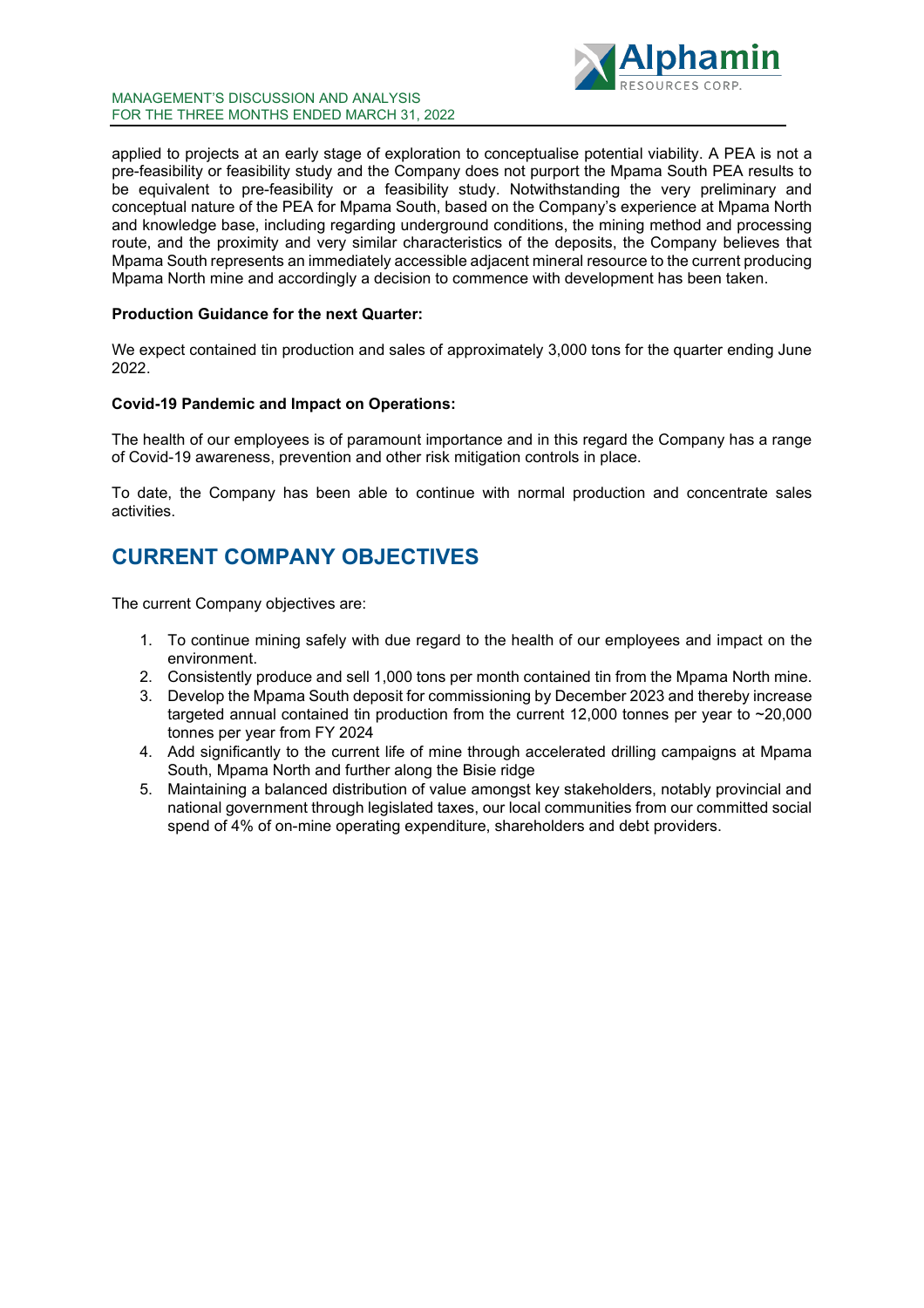applied to projects at an early stage of exploration to conceptualise potential viability. A PEA is not a pre-feasibility or feasibility study and the Company does not purport the Mpama South PEA results to be equivalent to pre-feasibility or a feasibility study. Notwithstanding the very preliminary and conceptual nature of the PEA for Mpama South, based on the Company's experience at Mpama North and knowledge base, including regarding underground conditions, the mining method and processing route, and the proximity and very similar characteristics of the deposits, the Company believes that Mpama South represents an immediately accessible adjacent mineral resource to the current producing Mpama North mine and accordingly a decision to commence with development has been taken.

**Production Guidance for the next Quarter:**

We expect contained tin production and sales of approximately 3,000 tons for the quarter ending June 2022.

**Covid-19 Pandemic and Impact on Operations:**

The health of our employees is of paramount importance and in this regard the Company has a range of Covid-19 awareness, prevention and other risk mitigation controls in place.

To date, the Company has been able to continue with normal production and concentrate sales activities.

## CURRENT COMPANY OBJECTIVES

The current Company objectives are:

1. To continue mining safely with due regard to the health of our employees and impact on the environment.
2. Consistently produce and sell 1,000 tons per month contained tin from the Mpama North mine.
3. Develop the Mpama South deposit for commissioning by December 2023 and thereby increase targeted annual contained tin production from the current 12,000 tonnes per year to ~20,000 tonnes per year from FY 2024
4. Add significantly to the current life of mine through accelerated drilling campaigns at Mpama South, Mpama North and further along the Bisie ridge
5. Maintaining a balanced distribution of value amongst key stakeholders, notably provincial and national government through legislated taxes, our local communities from our committed social spend of 4% of on-mine operating expenditure, shareholders and debt providers.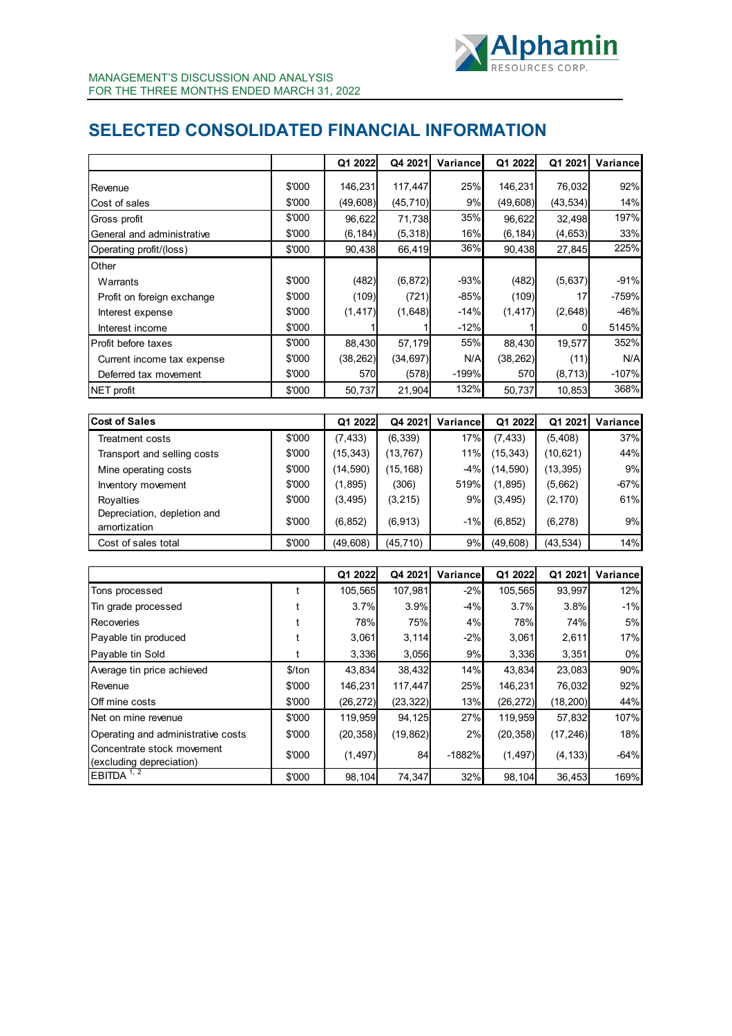# SELECTED CONSOLIDATED FINANCIAL INFORMATION

| | | Q1 2022 | Q4 2021 | Variance | Q1 2022 | Q1 2021 | Variance |
|---|---|---|---|---|---|---|---|
| Revenue | $'000 | 146,231 | 117,447 | 25% | 146,231 | 76,032 | 92% |
| Cost of sales | $'000 | (49,608) | (45,710) | 9% | (49,608) | (43,534) | 14% |
| Gross profit | $'000 | 96,622 | 71,738 | 35% | 96,622 | 32,498 | 197% |
| General and administrative | $'000 | (6,184) | (5,318) | 16% | (6,184) | (4,653) | 33% |
| Operating profit/(loss) | $'000 | 90,438 | 66,419 | 36% | 90,438 | 27,845 | 225% |
| Other | | | | | | | |
| Warrants | $'000 | (482) | (6,872) | -93% | (482) | (5,637) | -91% |
| Profit on foreign exchange | $'000 | (109) | (721) | -85% | (109) | 17 | -759% |
| Interest expense | $'000 | (1,417) | (1,648) | -14% | (1,417) | (2,648) | -46% |
| Interest income | $'000 | 1 | 1 | -12% | 1 | 0 | 5145% |
| Profit before taxes | $'000 | 88,430 | 57,179 | 55% | 88,430 | 19,577 | 352% |
| Current income tax expense | $'000 | (38,262) | (34,697) | N/A | (38,262) | (11) | N/A |
| Deferred tax movement | $'000 | 570 | (578) | -199% | 570 | (8,713) | -107% |
| NET profit | $'000 | 50,737 | 21,904 | 132% | 50,737 | 10,853 | 368% |

| Cost of Sales | | Q1 2022 | Q4 2021 | Variance | Q1 2022 | Q1 2021 | Variance |
|---|---|---|---|---|---|---|---|
| Treatment costs | $'000 | (7,433) | (6,339) | 17% | (7,433) | (5,408) | 37% |
| Transport and selling costs | $'000 | (15,343) | (13,767) | 11% | (15,343) | (10,621) | 44% |
| Mine operating costs | $'000 | (14,590) | (15,168) | -4% | (14,590) | (13,395) | 9% |
| Inventory movement | $'000 | (1,895) | (306) | 519% | (1,895) | (5,662) | -67% |
| Royalties | $'000 | (3,495) | (3,215) | 9% | (3,495) | (2,170) | 61% |
| Depreciation, depletion and amortization | $'000 | (6,852) | (6,913) | -1% | (6,852) | (6,278) | 9% |
| Cost of sales total | $'000 | (49,608) | (45,710) | 9% | (49,608) | (43,534) | 14% |

| | | Q1 2022 | Q4 2021 | Variance | Q1 2022 | Q1 2021 | Variance |
|---|---|---|---|---|---|---|---|
| Tons processed | t | 105,565 | 107,981 | -2% | 105,565 | 93,997 | 12% |
| Tin grade processed | t | 3.7% | 3.9% | -4% | 3.7% | 3.8% | -1% |
| Recoveries | t | 78% | 75% | 4% | 78% | 74% | 5% |
| Payable tin produced | t | 3,061 | 3,114 | -2% | 3,061 | 2,611 | 17% |
| Payable tin Sold | t | 3,336 | 3,056 | 9% | 3,336 | 3,351 | 0% |
| Average tin price achieved | $/ton | 43,834 | 38,432 | 14% | 43,834 | 23,083 | 90% |
| Revenue | $'000 | 146,231 | 117,447 | 25% | 146,231 | 76,032 | 92% |
| Off mine costs | $'000 | (26,272) | (23,322) | 13% | (26,272) | (18,200) | 44% |
| Net on mine revenue | $'000 | 119,959 | 94,125 | 27% | 119,959 | 57,832 | 107% |
| Operating and administrative costs | $'000 | (20,358) | (19,862) | 2% | (20,358) | (17,246) | 18% |
| Concentrate stock movement (excluding depreciation) | $'000 | (1,497) | 84 | -1882% | (1,497) | (4,133) | -64% |
| EBITDA [1, 2] | $'000 | 98,104 | 74,347 | 32% | 98,104 | 36,453 | 169% |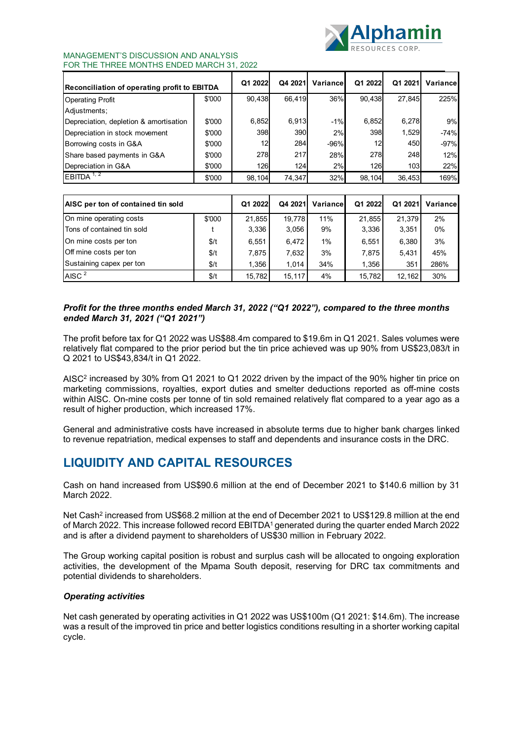| Reconciliation of operating profit to EBITDA | | Q1 2022 | Q4 2021 | Variance | Q1 2022 | Q1 2021 | Variance |
|---|---|---|---|---|---|---|---|
| Operating Profit | $'000 | 90,438 | 66,419 | 36% | 90,438 | 27,845 | 225% |
| Adjustments; | | | | | | | |
| Depreciation, depletion & amortisation | $'000 | 6,852 | 6,913 | -1% | 6,852 | 6,278 | 9% |
| Depreciation in stock movement | $'000 | 398 | 390 | 2% | 398 | 1,529 | -74% |
| Borrowing costs in G&A | $'000 | 12 | 284 | -96% | 12 | 450 | -97% |
| Share based payments in G&A | $'000 | 278 | 217 | 28% | 278 | 248 | 12% |
| Depreciation in G&A | $'000 | 126 | 124 | 2% | 126 | 103 | 22% |
| EBITDA [1, 2] | $'000 | 98,104 | 74,347 | 32% | 98,104 | 36,453 | 169% |

| AISC per ton of contained tin sold | | Q1 2022 | Q4 2021 | Variance | Q1 2022 | Q1 2021 | Variance |
|---|---|---|---|---|---|---|---|
| On mine operating costs | $'000 | 21,855 | 19,778 | 11% | 21,855 | 21,379 | 2% |
| Tons of contained tin sold | t | 3,336 | 3,056 | 9% | 3,336 | 3,351 | 0% |
| On mine costs per ton | $/t | 6,551 | 6,472 | 1% | 6,551 | 6,380 | 3% |
| Off mine costs per ton | $/t | 7,875 | 7,632 | 3% | 7,875 | 5,431 | 45% |
| Sustaining capex per ton | $/t | 1,356 | 1,014 | 34% | 1,356 | 351 | 286% |
| AISC [2] | $/t | 15,782 | 15,117 | 4% | 15,782 | 12,162 | 30% |

***Profit for the three months ended March 31, 2022 ("Q1 2022"), compared to the three months ended March 31, 2021 ("Q1 2021")***

The profit before tax for Q1 2022 was US$88.4m compared to $19.6m in Q1 2021. Sales volumes were relatively flat compared to the prior period but the tin price achieved was up 90% from US$23,083/t in Q 2021 to US$43,834/t in Q1 2022.

AISC[2] increased by 30% from Q1 2021 to Q1 2022 driven by the impact of the 90% higher tin price on marketing commissions, royalties, export duties and smelter deductions reported as off-mine costs within AISC. On-mine costs per tonne of tin sold remained relatively flat compared to a year ago as a result of higher production, which increased 17%.

General and administrative costs have increased in absolute terms due to higher bank charges linked to revenue repatriation, medical expenses to staff and dependents and insurance costs in the DRC.

# LIQUIDITY AND CAPITAL RESOURCES

Cash on hand increased from US$90.6 million at the end of December 2021 to $140.6 million by 31 March 2022.

Net Cash[2] increased from US$68.2 million at the end of December 2021 to US$129.8 million at the end of March 2022. This increase followed record EBITDA[1] generated during the quarter ended March 2022 and is after a dividend payment to shareholders of US$30 million in February 2022.

The Group working capital position is robust and surplus cash will be allocated to ongoing exploration activities, the development of the Mpama South deposit, reserving for DRC tax commitments and potential dividends to shareholders.

***Operating activities***

Net cash generated by operating activities in Q1 2022 was US$100m (Q1 2021: $14.6m). The increase was a result of the improved tin price and better logistics conditions resulting in a shorter working capital cycle.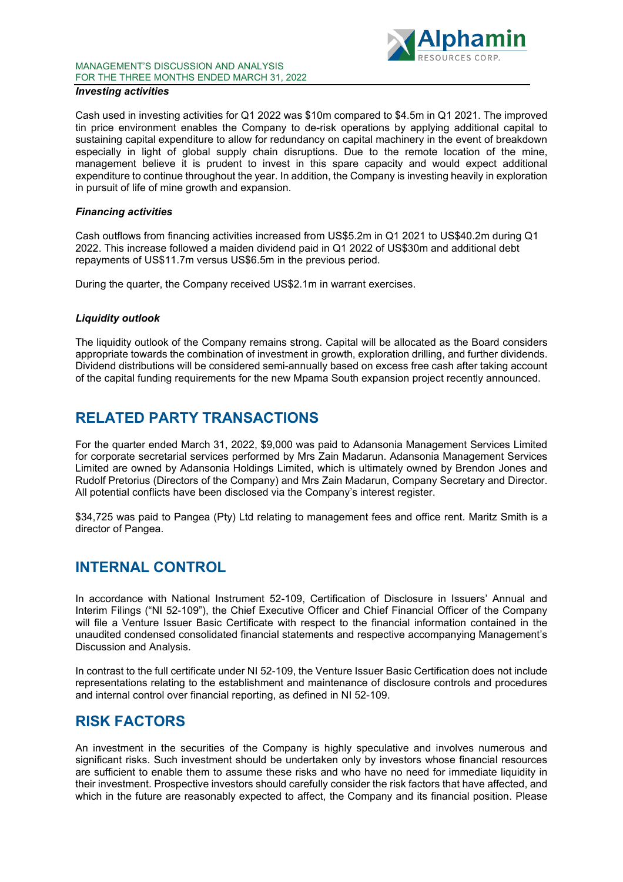### *Investing activities*

Cash used in investing activities for Q1 2022 was $10m compared to $4.5m in Q1 2021. The improved tin price environment enables the Company to de-risk operations by applying additional capital to sustaining capital expenditure to allow for redundancy on capital machinery in the event of breakdown especially in light of global supply chain disruptions. Due to the remote location of the mine, management believe it is prudent to invest in this spare capacity and would expect additional expenditure to continue throughout the year. In addition, the Company is investing heavily in exploration in pursuit of life of mine growth and expansion.

### *Financing activities*

Cash outflows from financing activities increased from US$5.2m in Q1 2021 to US$40.2m during Q1 2022. This increase followed a maiden dividend paid in Q1 2022 of US$30m and additional debt repayments of US$11.7m versus US$6.5m in the previous period.

During the quarter, the Company received US$2.1m in warrant exercises.

### *Liquidity outlook*

The liquidity outlook of the Company remains strong. Capital will be allocated as the Board considers appropriate towards the combination of investment in growth, exploration drilling, and further dividends. Dividend distributions will be considered semi-annually based on excess free cash after taking account of the capital funding requirements for the new Mpama South expansion project recently announced.

## RELATED PARTY TRANSACTIONS

For the quarter ended March 31, 2022, $9,000 was paid to Adansonia Management Services Limited for corporate secretarial services performed by Mrs Zain Madarun. Adansonia Management Services Limited are owned by Adansonia Holdings Limited, which is ultimately owned by Brendon Jones and Rudolf Pretorius (Directors of the Company) and Mrs Zain Madarun, Company Secretary and Director. All potential conflicts have been disclosed via the Company's interest register.

$34,725 was paid to Pangea (Pty) Ltd relating to management fees and office rent. Maritz Smith is a director of Pangea.

## INTERNAL CONTROL

In accordance with National Instrument 52-109, Certification of Disclosure in Issuers' Annual and Interim Filings ("NI 52-109"), the Chief Executive Officer and Chief Financial Officer of the Company will file a Venture Issuer Basic Certificate with respect to the financial information contained in the unaudited condensed consolidated financial statements and respective accompanying Management's Discussion and Analysis.

In contrast to the full certificate under NI 52-109, the Venture Issuer Basic Certification does not include representations relating to the establishment and maintenance of disclosure controls and procedures and internal control over financial reporting, as defined in NI 52-109.

## RISK FACTORS

An investment in the securities of the Company is highly speculative and involves numerous and significant risks. Such investment should be undertaken only by investors whose financial resources are sufficient to enable them to assume these risks and who have no need for immediate liquidity in their investment. Prospective investors should carefully consider the risk factors that have affected, and which in the future are reasonably expected to affect, the Company and its financial position. Please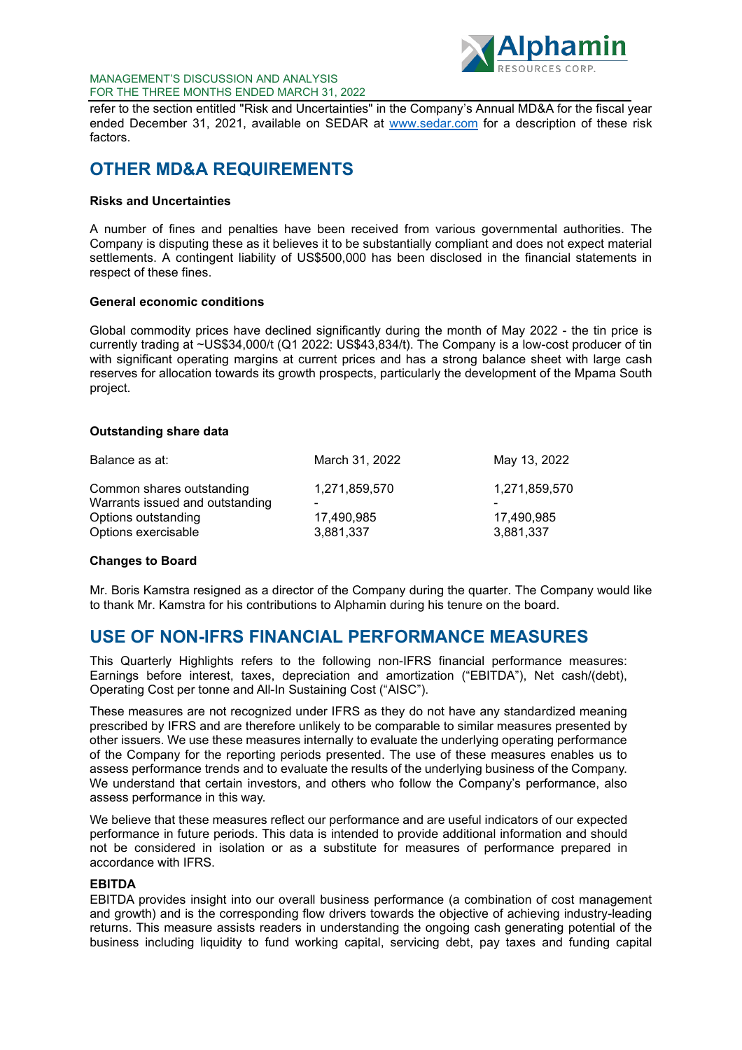refer to the section entitled "Risk and Uncertainties" in the Company's Annual MD&A for the fiscal year ended December 31, 2021, available on SEDAR at www.sedar.com for a description of these risk factors.

## OTHER MD&A REQUIREMENTS

**Risks and Uncertainties**

A number of fines and penalties have been received from various governmental authorities. The Company is disputing these as it believes it to be substantially compliant and does not expect material settlements. A contingent liability of US$500,000 has been disclosed in the financial statements in respect of these fines.

**General economic conditions**

Global commodity prices have declined significantly during the month of May 2022 - the tin price is currently trading at ~US$34,000/t (Q1 2022: US$43,834/t). The Company is a low-cost producer of tin with significant operating margins at current prices and has a strong balance sheet with large cash reserves for allocation towards its growth prospects, particularly the development of the Mpama South project.

**Outstanding share data**

| Balance as at: | March 31, 2022 | May 13, 2022 |
|---|---|---|
| Common shares outstanding | 1,271,859,570 | 1,271,859,570 |
| Warrants issued and outstanding | - | - |
| Options outstanding | 17,490,985 | 17,490,985 |
| Options exercisable | 3,881,337 | 3,881,337 |

**Changes to Board**

Mr. Boris Kamstra resigned as a director of the Company during the quarter. The Company would like to thank Mr. Kamstra for his contributions to Alphamin during his tenure on the board.

## USE OF NON-IFRS FINANCIAL PERFORMANCE MEASURES

This Quarterly Highlights refers to the following non-IFRS financial performance measures: Earnings before interest, taxes, depreciation and amortization ("EBITDA"), Net cash/(debt), Operating Cost per tonne and All-In Sustaining Cost ("AISC").

These measures are not recognized under IFRS as they do not have any standardized meaning prescribed by IFRS and are therefore unlikely to be comparable to similar measures presented by other issuers. We use these measures internally to evaluate the underlying operating performance of the Company for the reporting periods presented. The use of these measures enables us to assess performance trends and to evaluate the results of the underlying business of the Company. We understand that certain investors, and others who follow the Company's performance, also assess performance in this way.

We believe that these measures reflect our performance and are useful indicators of our expected performance in future periods. This data is intended to provide additional information and should not be considered in isolation or as a substitute for measures of performance prepared in accordance with IFRS.

**EBITDA**

EBITDA provides insight into our overall business performance (a combination of cost management and growth) and is the corresponding flow drivers towards the objective of achieving industry-leading returns. This measure assists readers in understanding the ongoing cash generating potential of the business including liquidity to fund working capital, servicing debt, pay taxes and funding capital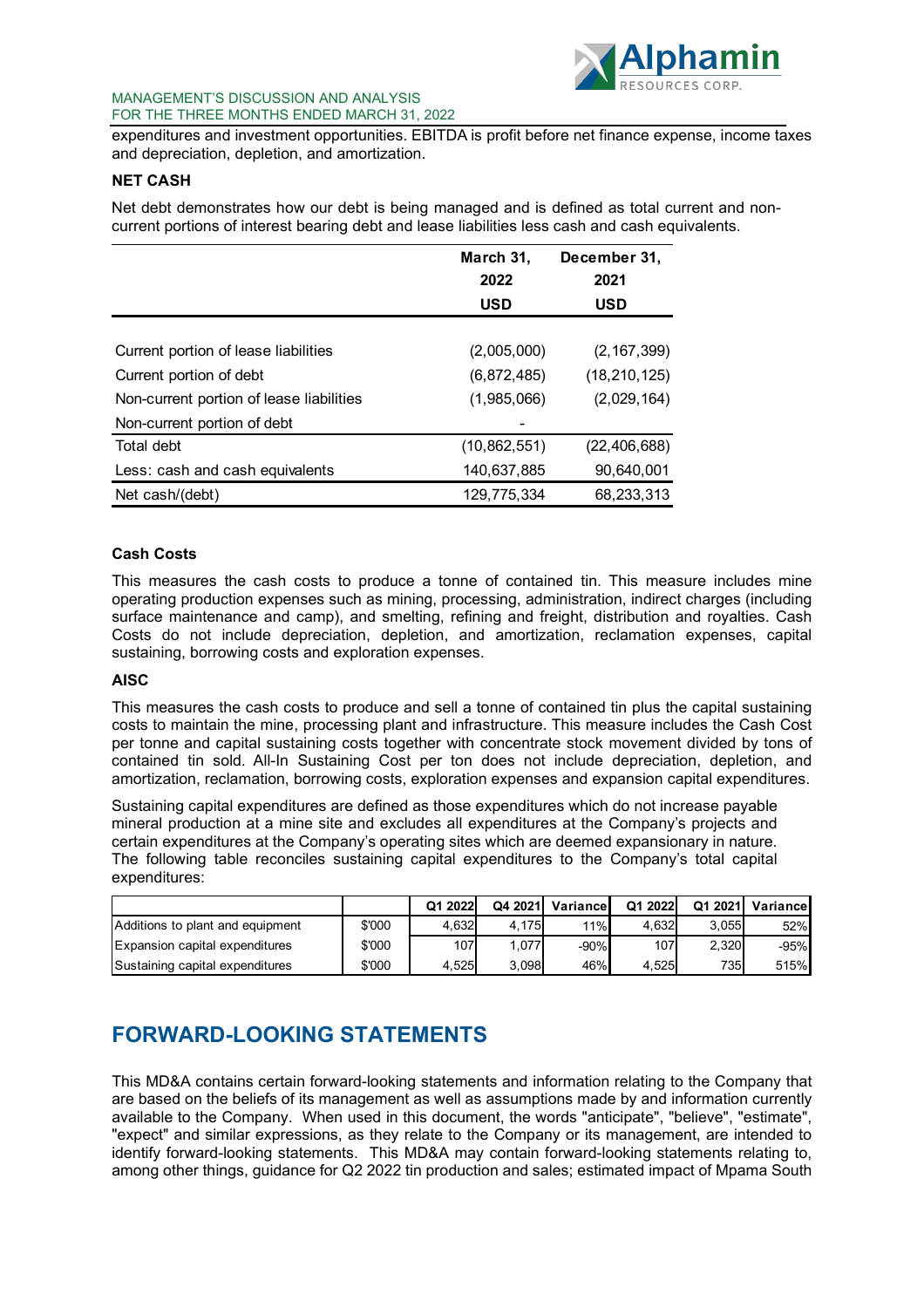expenditures and investment opportunities. EBITDA is profit before net finance expense, income taxes and depreciation, depletion, and amortization.

**NET CASH**

Net debt demonstrates how our debt is being managed and is defined as total current and non-current portions of interest bearing debt and lease liabilities less cash and cash equivalents.

| | March 31, 2022 USD | December 31, 2021 USD |
|---|---|---|
| Current portion of lease liabilities | (2,005,000) | (2,167,399) |
| Current portion of debt | (6,872,485) | (18,210,125) |
| Non-current portion of lease liabilities | (1,985,066) | (2,029,164) |
| Non-current portion of debt | - | |
| Total debt | (10,862,551) | (22,406,688) |
| Less: cash and cash equivalents | 140,637,885 | 90,640,001 |
| Net cash/(debt) | 129,775,334 | 68,233,313 |

**Cash Costs**

This measures the cash costs to produce a tonne of contained tin. This measure includes mine operating production expenses such as mining, processing, administration, indirect charges (including surface maintenance and camp), and smelting, refining and freight, distribution and royalties. Cash Costs do not include depreciation, depletion, and amortization, reclamation expenses, capital sustaining, borrowing costs and exploration expenses.

**AISC**

This measures the cash costs to produce and sell a tonne of contained tin plus the capital sustaining costs to maintain the mine, processing plant and infrastructure. This measure includes the Cash Cost per tonne and capital sustaining costs together with concentrate stock movement divided by tons of contained tin sold. All-In Sustaining Cost per ton does not include depreciation, depletion, and amortization, reclamation, borrowing costs, exploration expenses and expansion capital expenditures.

Sustaining capital expenditures are defined as those expenditures which do not increase payable mineral production at a mine site and excludes all expenditures at the Company's projects and certain expenditures at the Company's operating sites which are deemed expansionary in nature. The following table reconciles sustaining capital expenditures to the Company's total capital expenditures:

| | | Q1 2022 | Q4 2021 | Variance | Q1 2022 | Q1 2021 | Variance |
|---|---|---|---|---|---|---|---|
| Additions to plant and equipment | $'000 | 4,632 | 4,175 | 11% | 4,632 | 3,055 | 52% |
| Expansion capital expenditures | $'000 | 107 | 1,077 | -90% | 107 | 2,320 | -95% |
| Sustaining capital expenditures | $'000 | 4,525 | 3,098 | 46% | 4,525 | 735 | 515% |

# FORWARD-LOOKING STATEMENTS

This MD&A contains certain forward-looking statements and information relating to the Company that are based on the beliefs of its management as well as assumptions made by and information currently available to the Company. When used in this document, the words "anticipate", "believe", "estimate", "expect" and similar expressions, as they relate to the Company or its management, are intended to identify forward-looking statements. This MD&A may contain forward-looking statements relating to, among other things, guidance for Q2 2022 tin production and sales; estimated impact of Mpama South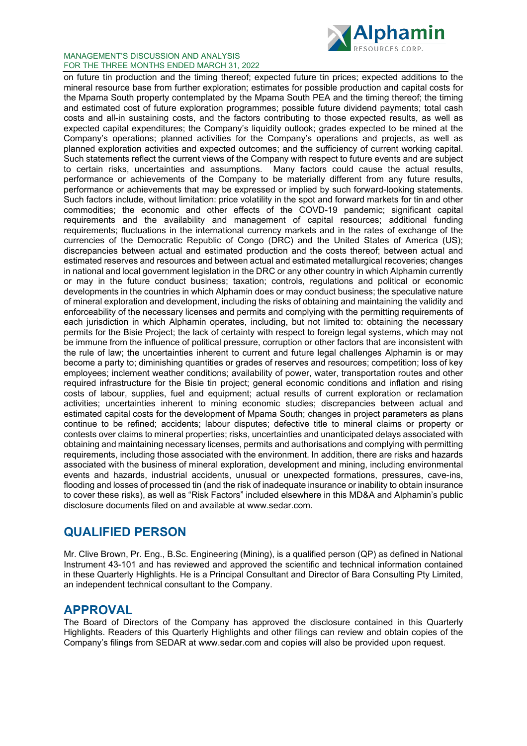on future tin production and the timing thereof; expected future tin prices; expected additions to the mineral resource base from further exploration; estimates for possible production and capital costs for the Mpama South property contemplated by the Mpama South PEA and the timing thereof; the timing and estimated cost of future exploration programmes; possible future dividend payments; total cash costs and all-in sustaining costs, and the factors contributing to those expected results, as well as expected capital expenditures; the Company's liquidity outlook; grades expected to be mined at the Company's operations; planned activities for the Company's operations and projects, as well as planned exploration activities and expected outcomes; and the sufficiency of current working capital. Such statements reflect the current views of the Company with respect to future events and are subject to certain risks, uncertainties and assumptions. Many factors could cause the actual results, performance or achievements of the Company to be materially different from any future results, performance or achievements that may be expressed or implied by such forward-looking statements. Such factors include, without limitation: price volatility in the spot and forward markets for tin and other commodities; the economic and other effects of the COVID-19 pandemic; significant capital requirements and the availability and management of capital resources; additional funding requirements; fluctuations in the international currency markets and in the rates of exchange of the currencies of the Democratic Republic of Congo (DRC) and the United States of America (US); discrepancies between actual and estimated production and the costs thereof; between actual and estimated reserves and resources and between actual and estimated metallurgical recoveries; changes in national and local government legislation in the DRC or any other country in which Alphamin currently or may in the future conduct business; taxation; controls, regulations and political or economic developments in the countries in which Alphamin does or may conduct business; the speculative nature of mineral exploration and development, including the risks of obtaining and maintaining the validity and enforceability of the necessary licenses and permits and complying with the permitting requirements of each jurisdiction in which Alphamin operates, including, but not limited to: obtaining the necessary permits for the Bisie Project; the lack of certainty with respect to foreign legal systems, which may not be immune from the influence of political pressure, corruption or other factors that are inconsistent with the rule of law; the uncertainties inherent to current and future legal challenges Alphamin is or may become a party to; diminishing quantities or grades of reserves and resources; competition; loss of key employees; inclement weather conditions; availability of power, water, transportation routes and other required infrastructure for the Bisie tin project; general economic conditions and inflation and rising costs of labour, supplies, fuel and equipment; actual results of current exploration or reclamation activities; uncertainties inherent to mining economic studies; discrepancies between actual and estimated capital costs for the development of Mpama South; changes in project parameters as plans continue to be refined; accidents; labour disputes; defective title to mineral claims or property or contests over claims to mineral properties; risks, uncertainties and unanticipated delays associated with obtaining and maintaining necessary licenses, permits and authorisations and complying with permitting requirements, including those associated with the environment. In addition, there are risks and hazards associated with the business of mineral exploration, development and mining, including environmental events and hazards, industrial accidents, unusual or unexpected formations, pressures, cave-ins, flooding and losses of processed tin (and the risk of inadequate insurance or inability to obtain insurance to cover these risks), as well as "Risk Factors" included elsewhere in this MD&A and Alphamin's public disclosure documents filed on and available at www.sedar.com.

## QUALIFIED PERSON

Mr. Clive Brown, Pr. Eng., B.Sc. Engineering (Mining), is a qualified person (QP) as defined in National Instrument 43-101 and has reviewed and approved the scientific and technical information contained in these Quarterly Highlights. He is a Principal Consultant and Director of Bara Consulting Pty Limited, an independent technical consultant to the Company.

## APPROVAL

The Board of Directors of the Company has approved the disclosure contained in this Quarterly Highlights. Readers of this Quarterly Highlights and other filings can review and obtain copies of the Company's filings from SEDAR at www.sedar.com and copies will also be provided upon request.